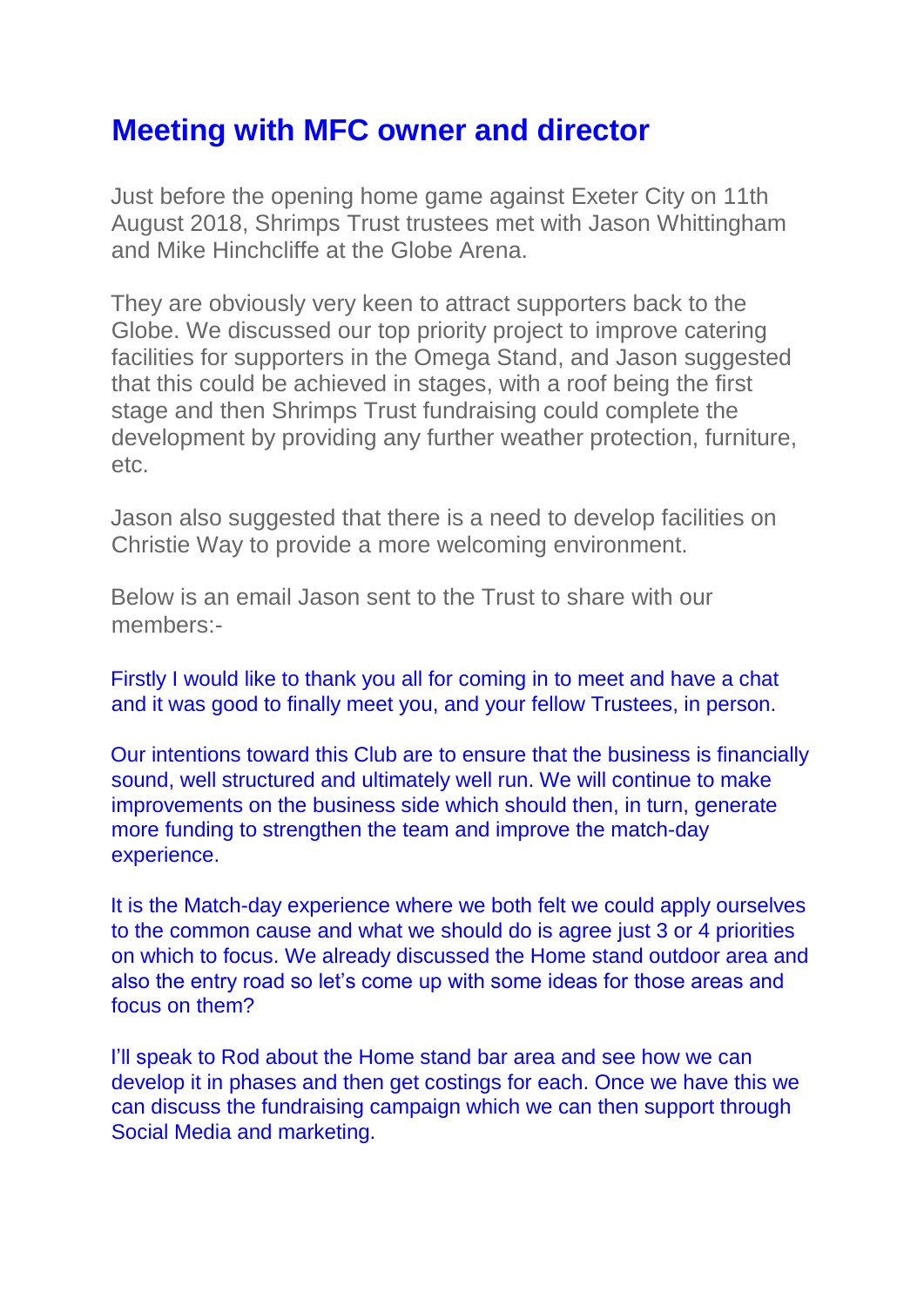# Meeting with MFC owner and director

Just before the opening home game against Exeter City on 11th August 2018, Shrimps Trust trustees met with Jason Whittingham and Mike Hinchcliffe at the Globe Arena.

They are obviously very keen to attract supporters back to the Globe. We discussed our top priority project to improve catering facilities for supporters in the Omega Stand, and Jason suggested that this could be achieved in stages, with a roof being the first stage and then Shrimps Trust fundraising could complete the development by providing any further weather protection, furniture, etc.

Jason also suggested that there is a need to develop facilities on Christie Way to provide a more welcoming environment.

Below is an email Jason sent to the Trust to share with our members:-

Firstly I would like to thank you all for coming in to meet and have a chat and it was good to finally meet you, and your fellow Trustees, in person.

Our intentions toward this Club are to ensure that the business is financially sound, well structured and ultimately well run. We will continue to make improvements on the business side which should then, in turn, generate more funding to strengthen the team and improve the match-day experience.

It is the Match-day experience where we both felt we could apply ourselves to the common cause and what we should do is agree just 3 or 4 priorities on which to focus. We already discussed the Home stand outdoor area and also the entry road so let's come up with some ideas for those areas and focus on them?

I'll speak to Rod about the Home stand bar area and see how we can develop it in phases and then get costings for each. Once we have this we can discuss the fundraising campaign which we can then support through Social Media and marketing.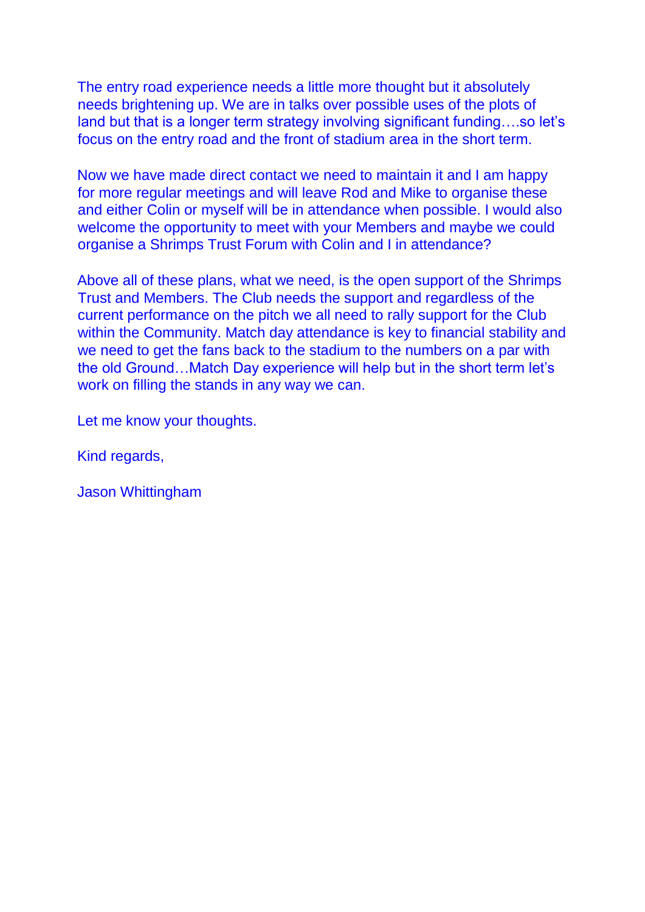The entry road experience needs a little more thought but it absolutely needs brightening up. We are in talks over possible uses of the plots of land but that is a longer term strategy involving significant funding….so let's focus on the entry road and the front of stadium area in the short term.

Now we have made direct contact we need to maintain it and I am happy for more regular meetings and will leave Rod and Mike to organise these and either Colin or myself will be in attendance when possible. I would also welcome the opportunity to meet with your Members and maybe we could organise a Shrimps Trust Forum with Colin and I in attendance?

Above all of these plans, what we need, is the open support of the Shrimps Trust and Members. The Club needs the support and regardless of the current performance on the pitch we all need to rally support for the Club within the Community. Match day attendance is key to financial stability and we need to get the fans back to the stadium to the numbers on a par with the old Ground…Match Day experience will help but in the short term let's work on filling the stands in any way we can.

Let me know your thoughts.

Kind regards,

Jason Whittingham